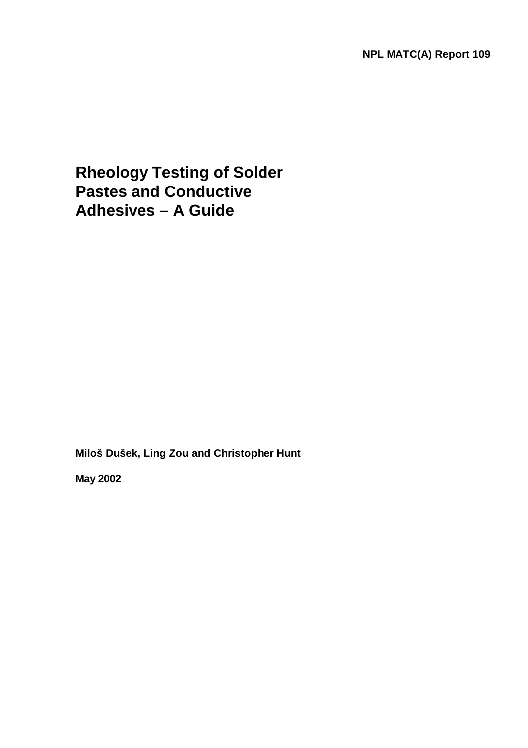NPL MATC(A) Report 109

# Rheology Testing of Solder Pastes and Conductive Adhesives – A Guide

**Miloš Dušek, Ling Zou and Christopher Hunt**

**May 2002**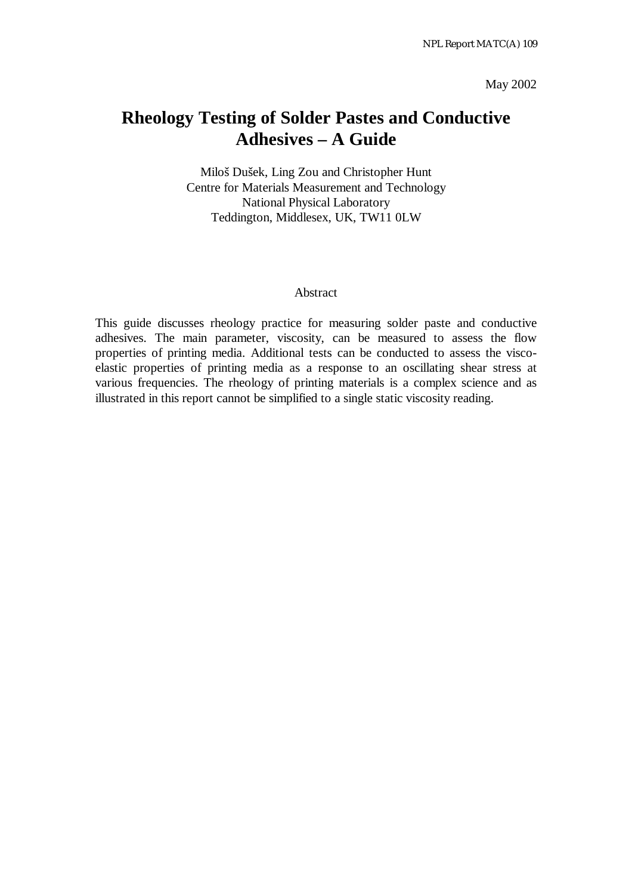May 2002

# Rheology Testing of Solder Pastes and Conductive Adhesives – A Guide

Miloš Dušek, Ling Zou and Christopher Hunt
Centre for Materials Measurement and Technology
National Physical Laboratory
Teddington, Middlesex, UK, TW11 0LW

## Abstract

This guide discusses rheology practice for measuring solder paste and conductive adhesives. The main parameter, viscosity, can be measured to assess the flow properties of printing media. Additional tests can be conducted to assess the visco-elastic properties of printing media as a response to an oscillating shear stress at various frequencies. The rheology of printing materials is a complex science and as illustrated in this report cannot be simplified to a single static viscosity reading.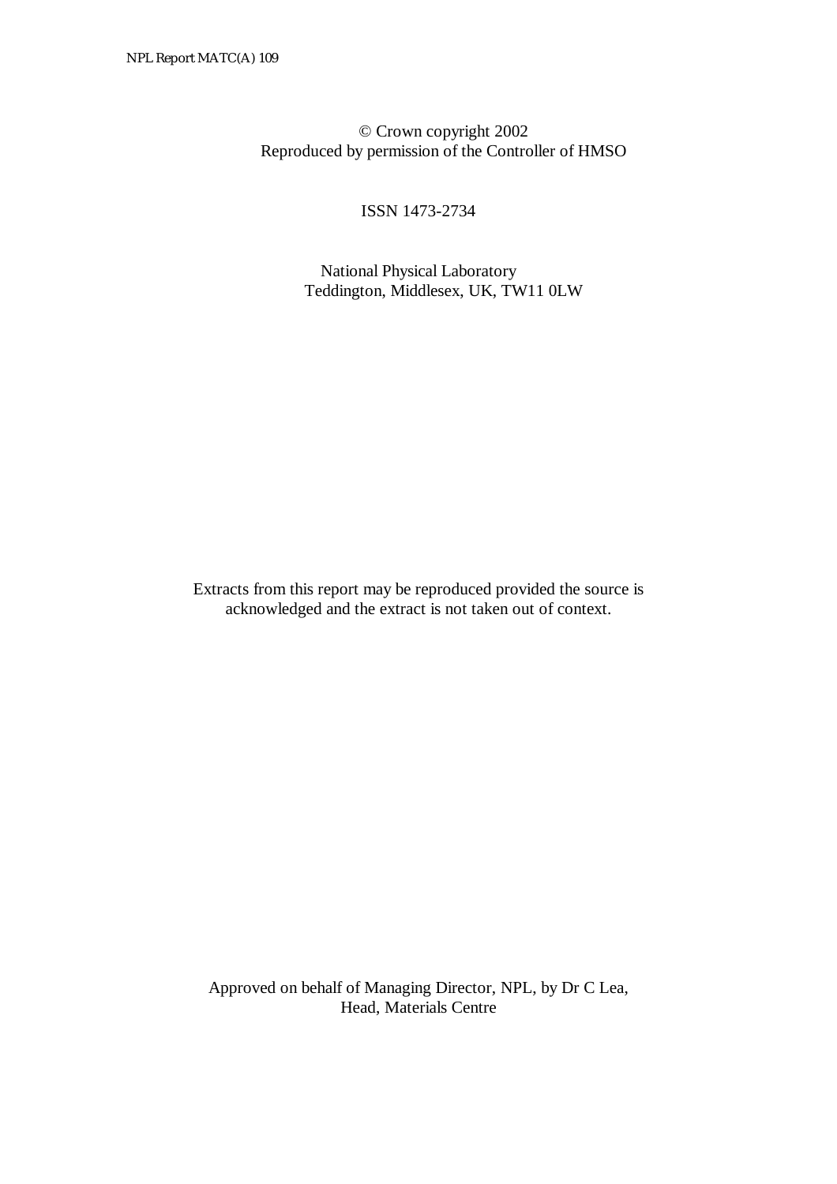© Crown copyright 2002
Reproduced by permission of the Controller of HMSO

ISSN 1473-2734

National Physical Laboratory
Teddington, Middlesex, UK, TW11 0LW

Extracts from this report may be reproduced provided the source is acknowledged and the extract is not taken out of context.

Approved on behalf of Managing Director, NPL, by Dr C Lea,
Head, Materials Centre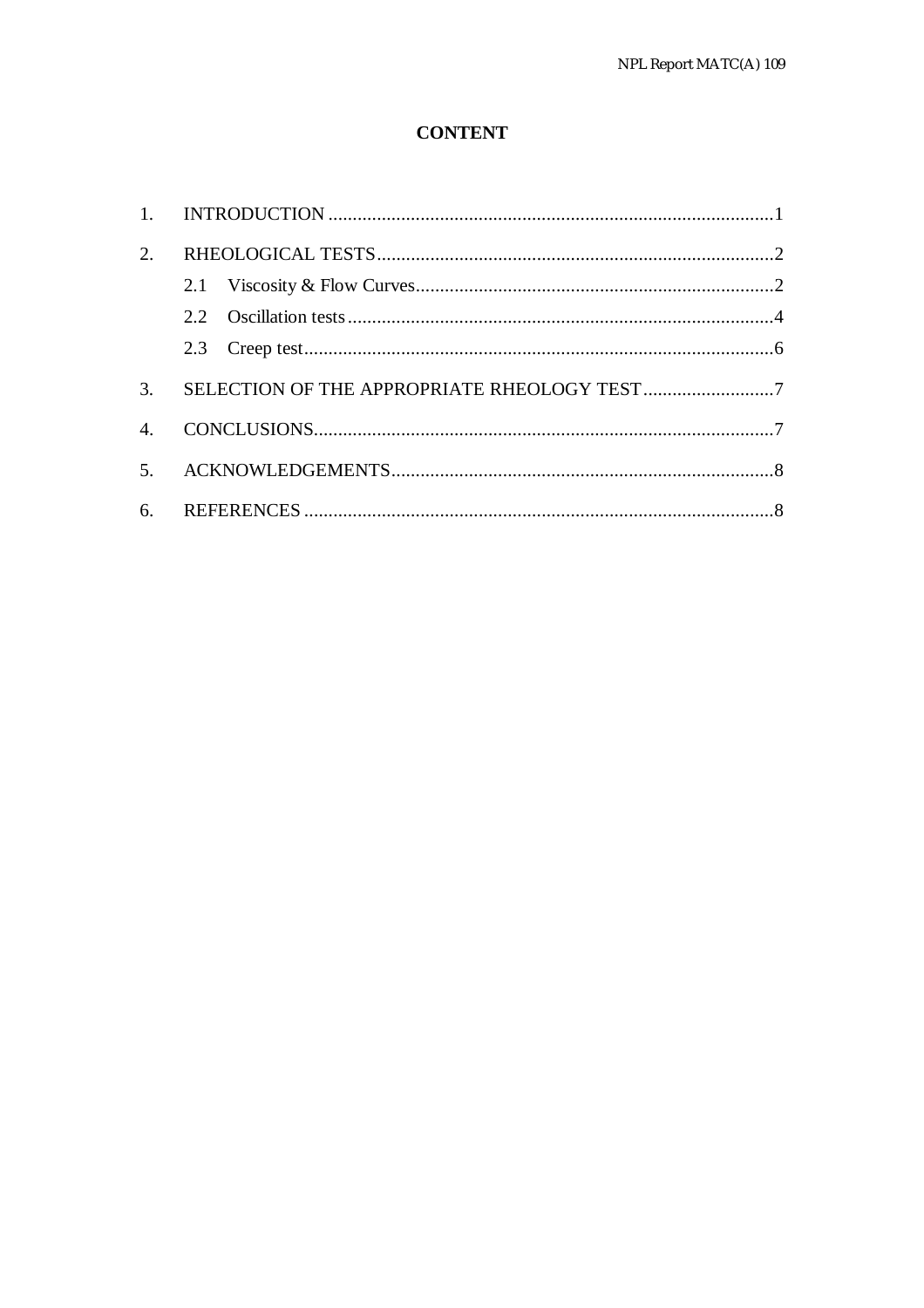# CONTENT

1. INTRODUCTION ....................................................................................1
2. RHEOLOGICAL TESTS ..........................................................................2
   - 2.1 Viscosity & Flow Curves ..............................................................2
   - 2.2 Oscillation tests ...........................................................................4
   - 2.3 Creep test .....................................................................................6
3. SELECTION OF THE APPROPRIATE RHEOLOGY TEST ...........................7
4. CONCLUSIONS .......................................................................................7
5. ACKNOWLEDGEMENTS ..........................................................................8
6. REFERENCES .........................................................................................8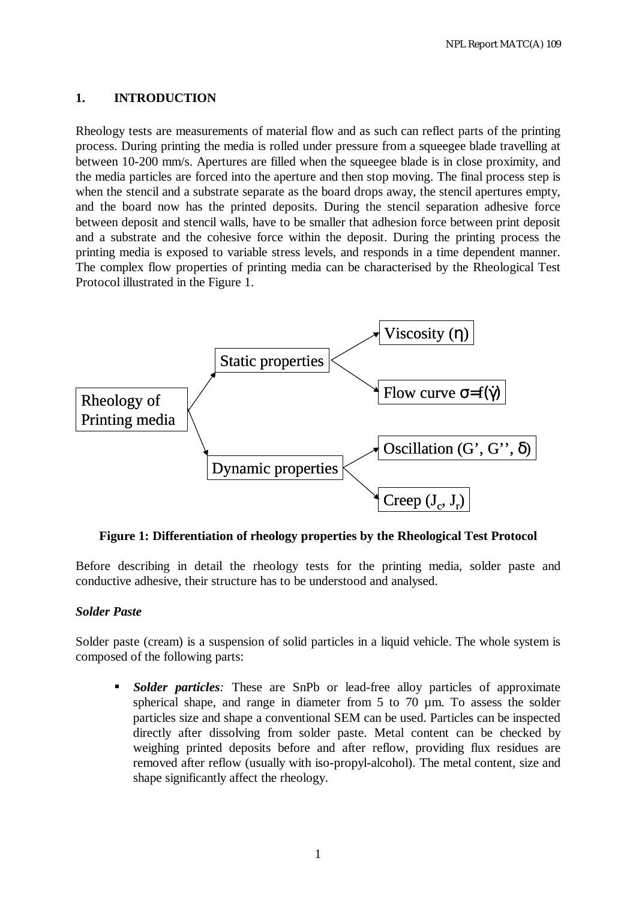## 1. INTRODUCTION

Rheology tests are measurements of material flow and as such can reflect parts of the printing process. During printing the media is rolled under pressure from a squeegee blade travelling at between 10-200 mm/s. Apertures are filled when the squeegee blade is in close proximity, and the media particles are forced into the aperture and then stop moving. The final process step is when the stencil and a substrate separate as the board drops away, the stencil apertures empty, and the board now has the printed deposits. During the stencil separation adhesive force between deposit and stencil walls, have to be smaller that adhesion force between print deposit and a substrate and the cohesive force within the deposit. During the printing process the printing media is exposed to variable stress levels, and responds in a time dependent manner. The complex flow properties of printing media can be characterised by the Rheological Test Protocol illustrated in the Figure 1.

- Rheology of Printing media
  - Static properties
    - Viscosity ($\eta$)
    - Flow curve $\sigma = f(\dot{\gamma})$
  - Dynamic properties
    - Oscillation (G', G'', $\delta$)
    - Creep ($J_c$, $J_r$)

**Figure 1: Differentiation of rheology properties by the Rheological Test Protocol**

Before describing in detail the rheology tests for the printing media, solder paste and conductive adhesive, their structure has to be understood and analysed.

***Solder Paste***

Solder paste (cream) is a suspension of solid particles in a liquid vehicle. The whole system is composed of the following parts:

- ***Solder particles**:* These are SnPb or lead-free alloy particles of approximate spherical shape, and range in diameter from 5 to 70 µm. To assess the solder particles size and shape a conventional SEM can be used. Particles can be inspected directly after dissolving from solder paste. Metal content can be checked by weighing printed deposits before and after reflow, providing flux residues are removed after reflow (usually with iso-propyl-alcohol). The metal content, size and shape significantly affect the rheology.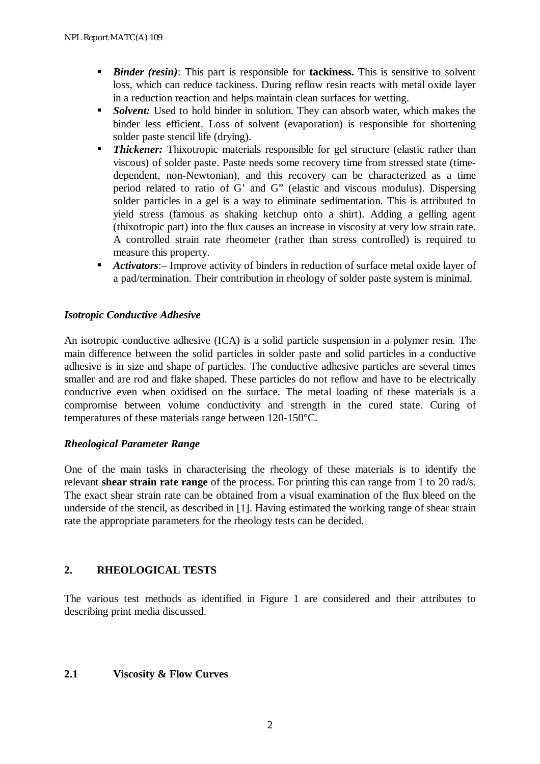- ***Binder (resin)***: This part is responsible for **tackiness.** This is sensitive to solvent loss, which can reduce tackiness. During reflow resin reacts with metal oxide layer in a reduction reaction and helps maintain clean surfaces for wetting.
- ***Solvent:*** Used to hold binder in solution. They can absorb water, which makes the binder less efficient. Loss of solvent (evaporation) is responsible for shortening solder paste stencil life (drying).
- ***Thickener:*** Thixotropic materials responsible for gel structure (elastic rather than viscous) of solder paste. Paste needs some recovery time from stressed state (time-dependent, non-Newtonian), and this recovery can be characterized as a time period related to ratio of G' and G" (elastic and viscous modulus). Dispersing solder particles in a gel is a way to eliminate sedimentation. This is attributed to yield stress (famous as shaking ketchup onto a shirt). Adding a gelling agent (thixotropic part) into the flux causes an increase in viscosity at very low strain rate. A controlled strain rate rheometer (rather than stress controlled) is required to measure this property.
- ***Activators***:– Improve activity of binders in reduction of surface metal oxide layer of a pad/termination. Their contribution in rheology of solder paste system is minimal.

### *Isotropic Conductive Adhesive*

An isotropic conductive adhesive (ICA) is a solid particle suspension in a polymer resin. The main difference between the solid particles in solder paste and solid particles in a conductive adhesive is in size and shape of particles. The conductive adhesive particles are several times smaller and are rod and flake shaped. These particles do not reflow and have to be electrically conductive even when oxidised on the surface. The metal loading of these materials is a compromise between volume conductivity and strength in the cured state. Curing of temperatures of these materials range between 120-150°C.

### *Rheological Parameter Range*

One of the main tasks in characterising the rheology of these materials is to identify the relevant **shear strain rate range** of the process. For printing this can range from 1 to 20 rad/s. The exact shear strain rate can be obtained from a visual examination of the flux bleed on the underside of the stencil, as described in [1]. Having estimated the working range of shear strain rate the appropriate parameters for the rheology tests can be decided.

## 2. RHEOLOGICAL TESTS

The various test methods as identified in Figure 1 are considered and their attributes to describing print media discussed.

### 2.1 Viscosity & Flow Curves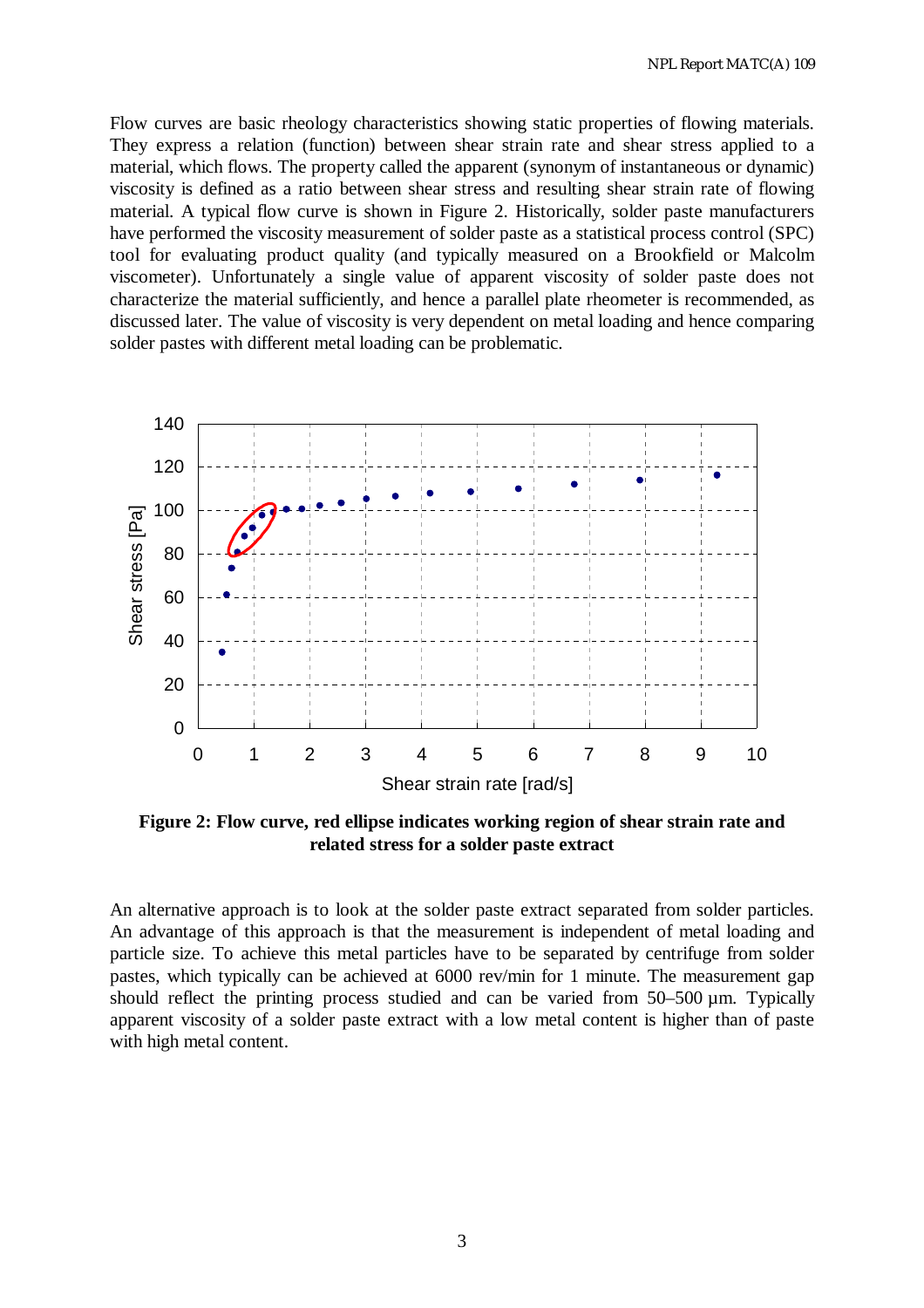Flow curves are basic rheology characteristics showing static properties of flowing materials. They express a relation (function) between shear strain rate and shear stress applied to a material, which flows. The property called the apparent (synonym of instantaneous or dynamic) viscosity is defined as a ratio between shear stress and resulting shear strain rate of flowing material. A typical flow curve is shown in Figure 2. Historically, solder paste manufacturers have performed the viscosity measurement of solder paste as a statistical process control (SPC) tool for evaluating product quality (and typically measured on a Brookfield or Malcolm viscometer). Unfortunately a single value of apparent viscosity of solder paste does not characterize the material sufficiently, and hence a parallel plate rheometer is recommended, as discussed later. The value of viscosity is very dependent on metal loading and hence comparing solder pastes with different metal loading can be problematic.

**Figure 2: Flow curve, red ellipse indicates working region of shear strain rate and related stress for a solder paste extract**

An alternative approach is to look at the solder paste extract separated from solder particles. An advantage of this approach is that the measurement is independent of metal loading and particle size. To achieve this metal particles have to be separated by centrifuge from solder pastes, which typically can be achieved at 6000 rev/min for 1 minute. The measurement gap should reflect the printing process studied and can be varied from 50–500 µm. Typically apparent viscosity of a solder paste extract with a low metal content is higher than of paste with high metal content.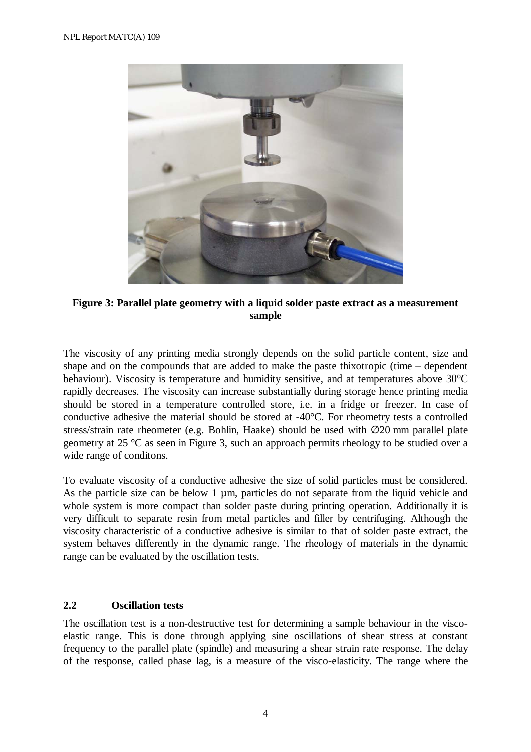**Figure 3: Parallel plate geometry with a liquid solder paste extract as a measurement sample**

The viscosity of any printing media strongly depends on the solid particle content, size and shape and on the compounds that are added to make the paste thixotropic (time – dependent behaviour). Viscosity is temperature and humidity sensitive, and at temperatures above 30°C rapidly decreases. The viscosity can increase substantially during storage hence printing media should be stored in a temperature controlled store, i.e. in a fridge or freezer. In case of conductive adhesive the material should be stored at -40°C. For rheometry tests a controlled stress/strain rate rheometer (e.g. Bohlin, Haake) should be used with ∅20 mm parallel plate geometry at 25 °C as seen in Figure 3, such an approach permits rheology to be studied over a wide range of conditons.

To evaluate viscosity of a conductive adhesive the size of solid particles must be considered. As the particle size can be below 1 µm, particles do not separate from the liquid vehicle and whole system is more compact than solder paste during printing operation. Additionally it is very difficult to separate resin from metal particles and filler by centrifuging. Although the viscosity characteristic of a conductive adhesive is similar to that of solder paste extract, the system behaves differently in the dynamic range. The rheology of materials in the dynamic range can be evaluated by the oscillation tests.

## 2.2 Oscillation tests

The oscillation test is a non-destructive test for determining a sample behaviour in the visco-elastic range. This is done through applying sine oscillations of shear stress at constant frequency to the parallel plate (spindle) and measuring a shear strain rate response. The delay of the response, called phase lag, is a measure of the visco-elasticity. The range where the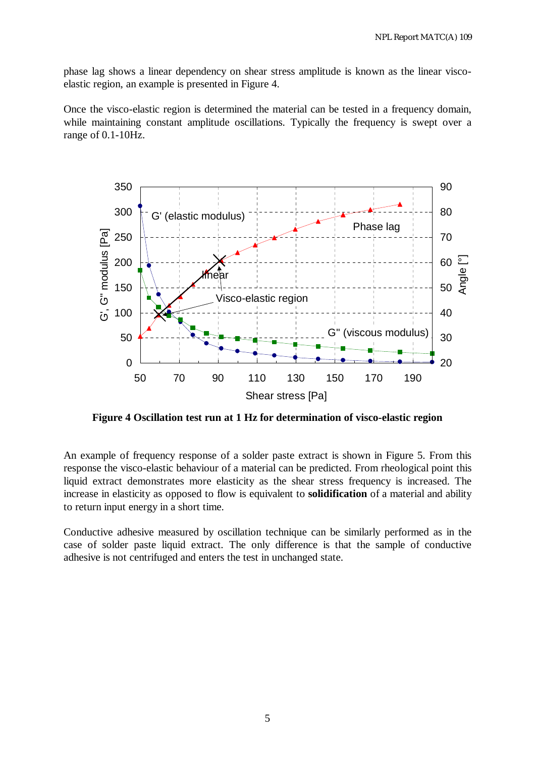phase lag shows a linear dependency on shear stress amplitude is known as the linear visco-elastic region, an example is presented in Figure 4.

Once the visco-elastic region is determined the material can be tested in a frequency domain, while maintaining constant amplitude oscillations. Typically the frequency is swept over a range of 0.1-10Hz.

**Figure 4 Oscillation test run at 1 Hz for determination of visco-elastic region**

An example of frequency response of a solder paste extract is shown in Figure 5. From this response the visco-elastic behaviour of a material can be predicted. From rheological point this liquid extract demonstrates more elasticity as the shear stress frequency is increased. The increase in elasticity as opposed to flow is equivalent to **solidification** of a material and ability to return input energy in a short time.

Conductive adhesive measured by oscillation technique can be similarly performed as in the case of solder paste liquid extract. The only difference is that the sample of conductive adhesive is not centrifuged and enters the test in unchanged state.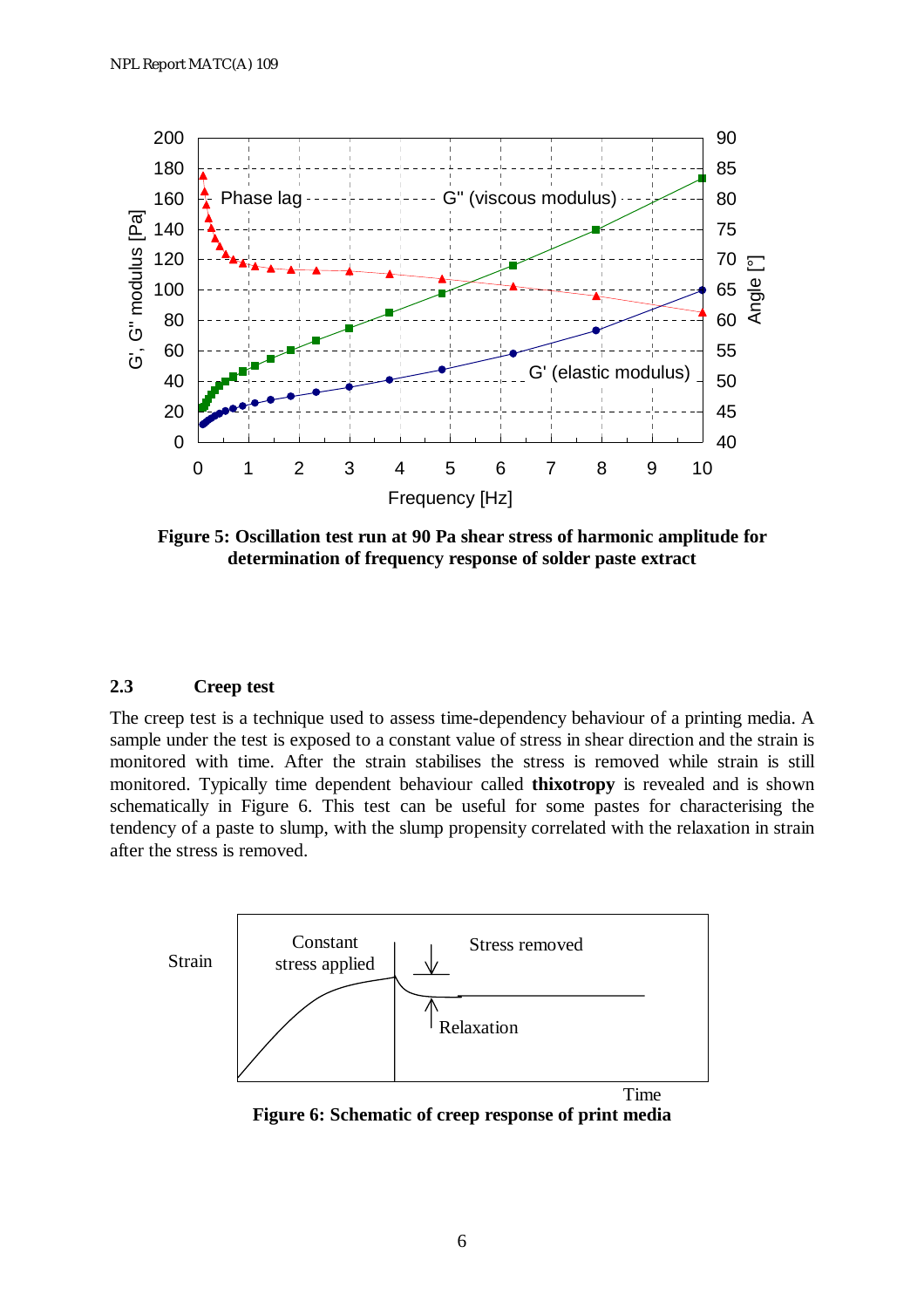Figure 5: Oscillation test run at 90 Pa shear stress of harmonic amplitude for determination of frequency response of solder paste extract

### 2.3 Creep test

The creep test is a technique used to assess time-dependency behaviour of a printing media. A sample under the test is exposed to a constant value of stress in shear direction and the strain is monitored with time. After the strain stabilises the stress is removed while strain is still monitored. Typically time dependent behaviour called **thixotropy** is revealed and is shown schematically in Figure 6. This test can be useful for some pastes for characterising the tendency of a paste to slump, with the slump propensity correlated with the relaxation in strain after the stress is removed.

Figure 6: Schematic of creep response of print media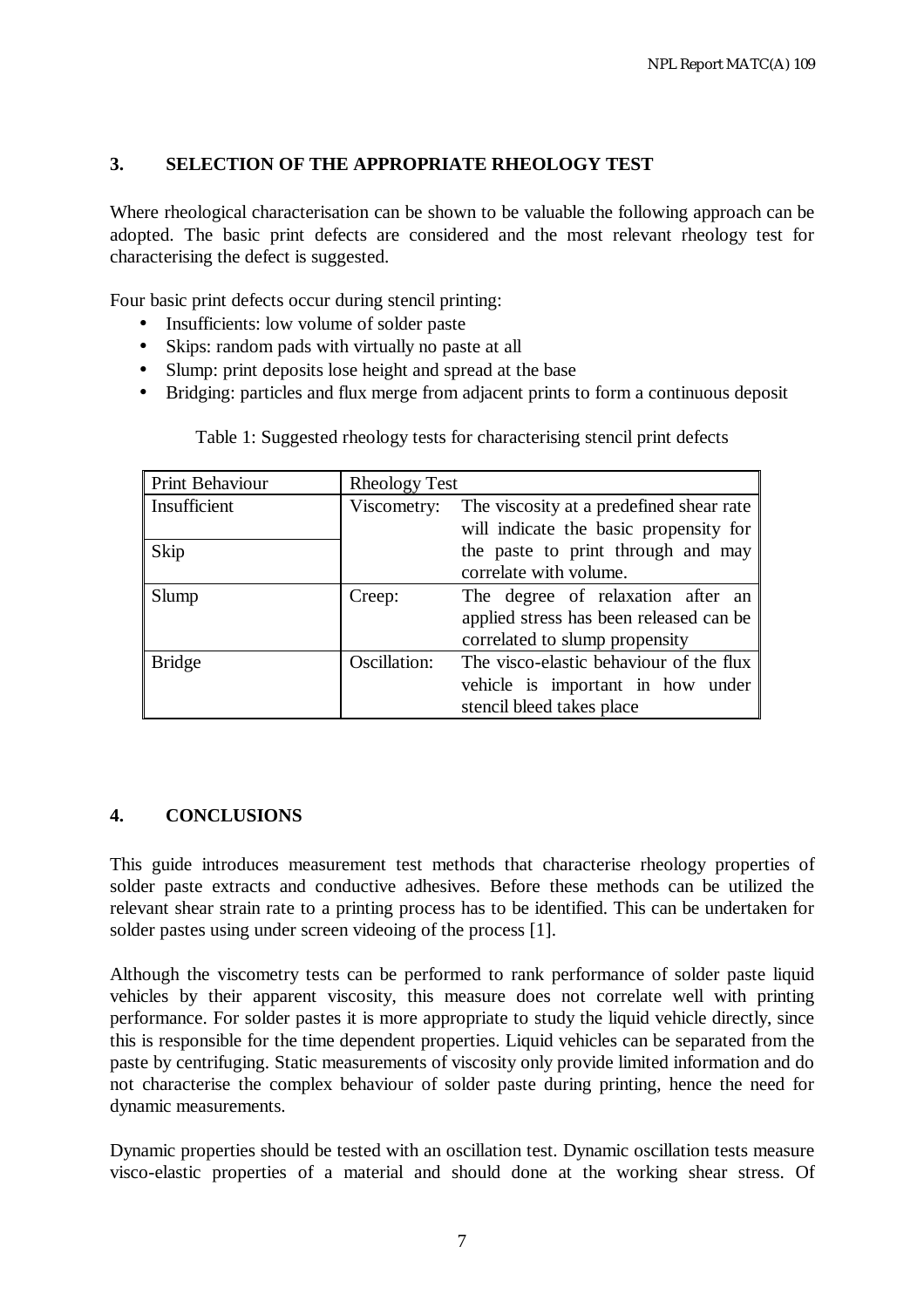## 3. SELECTION OF THE APPROPRIATE RHEOLOGY TEST

Where rheological characterisation can be shown to be valuable the following approach can be adopted. The basic print defects are considered and the most relevant rheology test for characterising the defect is suggested.

Four basic print defects occur during stencil printing:

- Insufficients: low volume of solder paste
- Skips: random pads with virtually no paste at all
- Slump: print deposits lose height and spread at the base
- Bridging: particles and flux merge from adjacent prints to form a continuous deposit

Table 1: Suggested rheology tests for characterising stencil print defects

| Print Behaviour | Rheology Test | |
|---|---|---|
| Insufficient | Viscometry: | The viscosity at a predefined shear rate will indicate the basic propensity for the paste to print through and may correlate with volume. |
| Skip | | |
| Slump | Creep: | The degree of relaxation after an applied stress has been released can be correlated to slump propensity |
| Bridge | Oscillation: | The visco-elastic behaviour of the flux vehicle is important in how under stencil bleed takes place |

## 4. CONCLUSIONS

This guide introduces measurement test methods that characterise rheology properties of solder paste extracts and conductive adhesives. Before these methods can be utilized the relevant shear strain rate to a printing process has to be identified. This can be undertaken for solder pastes using under screen videoing of the process [1].

Although the viscometry tests can be performed to rank performance of solder paste liquid vehicles by their apparent viscosity, this measure does not correlate well with printing performance. For solder pastes it is more appropriate to study the liquid vehicle directly, since this is responsible for the time dependent properties. Liquid vehicles can be separated from the paste by centrifuging. Static measurements of viscosity only provide limited information and do not characterise the complex behaviour of solder paste during printing, hence the need for dynamic measurements.

Dynamic properties should be tested with an oscillation test. Dynamic oscillation tests measure visco-elastic properties of a material and should done at the working shear stress. Of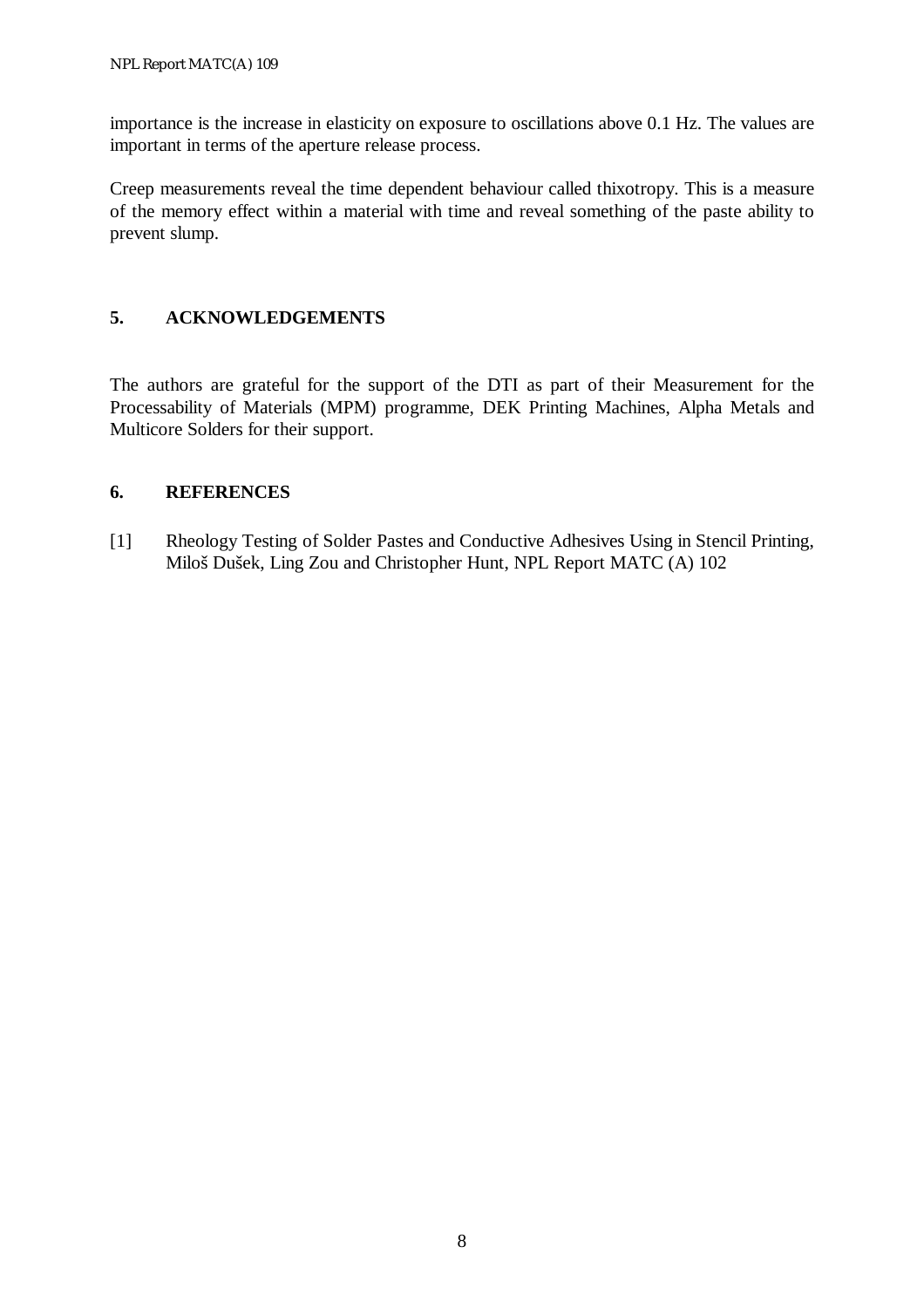importance is the increase in elasticity on exposure to oscillations above 0.1 Hz. The values are important in terms of the aperture release process.

Creep measurements reveal the time dependent behaviour called thixotropy. This is a measure of the memory effect within a material with time and reveal something of the paste ability to prevent slump.

## 5. ACKNOWLEDGEMENTS

The authors are grateful for the support of the DTI as part of their Measurement for the Processability of Materials (MPM) programme, DEK Printing Machines, Alpha Metals and Multicore Solders for their support.

## 6. REFERENCES

[1] Rheology Testing of Solder Pastes and Conductive Adhesives Using in Stencil Printing, Miloš Dušek, Ling Zou and Christopher Hunt, NPL Report MATC (A) 102